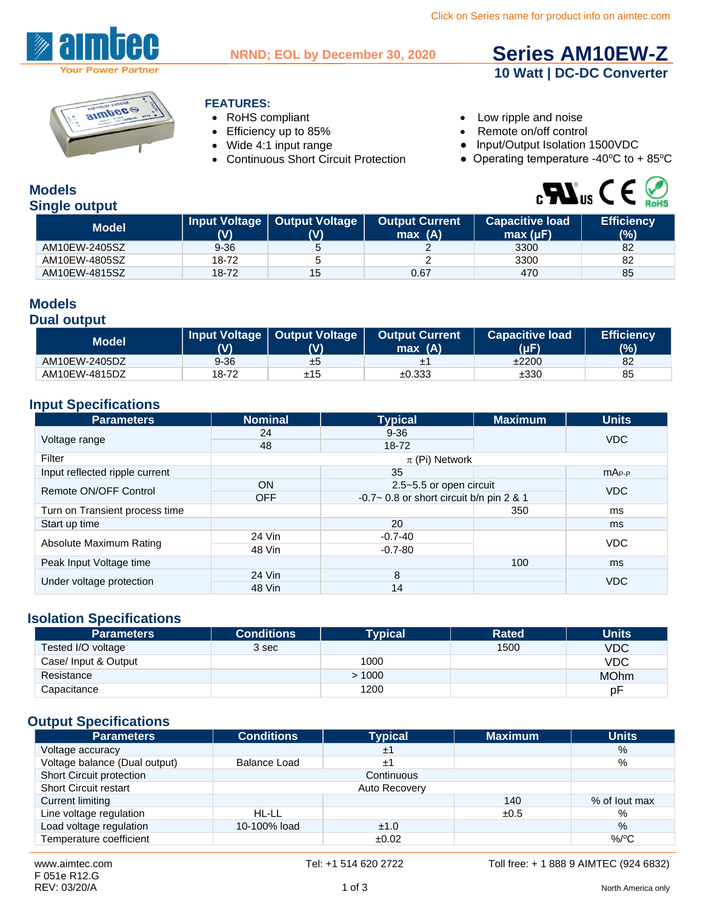Click on Series name for product info on aimtec.com

aimtec
Your Power Partner

NRND; EOL by December 30, 2020

# Series AM10EW-Z

## 10 Watt | DC-DC Converter

**FEATURES:**

- RoHS compliant
- Efficiency up to 85%
- Wide 4:1 input range
- Continuous Short Circuit Protection
- Low ripple and noise
- Remote on/off control
- Input/Output Isolation 1500VDC
- Operating temperature -40ºC to + 85ºC

## Models
## Single output

| Model | Input Voltage (V) | Output Voltage (V) | Output Current max (A) | Capacitive load max (µF) | Efficiency (%) |
|---|---|---|---|---|---|
| AM10EW-2405SZ | 9-36 | 5 | 2 | 3300 | 82 |
| AM10EW-4805SZ | 18-72 | 5 | 2 | 3300 | 82 |
| AM10EW-4815SZ | 18-72 | 15 | 0.67 | 470 | 85 |

## Models
## Dual output

| Model | Input Voltage (V) | Output Voltage (V) | Output Current max (A) | Capacitive load (µF) | Efficiency (%) |
|---|---|---|---|---|---|
| AM10EW-2405DZ | 9-36 | ±5 | ±1 | ±2200 | 82 |
| AM10EW-4815DZ | 18-72 | ±15 | ±0.333 | ±330 | 85 |

## Input Specifications

| Parameters | Nominal | Typical | Maximum | Units |
|---|---|---|---|---|
| Voltage range | 24 | 9-36 | | VDC |
| | 48 | 18-72 | | |
| Filter | | π (Pi) Network | | |
| Input reflected ripple current | | 35 | | mAP-P |
| Remote ON/OFF Control | ON | 2.5~5.5 or open circuit | | VDC |
| | OFF | -0.7~ 0.8 or short circuit b/n pin 2 & 1 | | |
| Turn on Transient process time | | | 350 | ms |
| Start up time | | 20 | | ms |
| Absolute Maximum Rating | 24 Vin | -0.7-40 | | VDC |
| | 48 Vin | -0.7-80 | | |
| Peak Input Voltage time | | | 100 | ms |
| Under voltage protection | 24 Vin | 8 | | VDC |
| | 48 Vin | 14 | | |

## Isolation Specifications

| Parameters | Conditions | Typical | Rated | Units |
|---|---|---|---|---|
| Tested I/O voltage | 3 sec | | 1500 | VDC |
| Case/ Input & Output | | 1000 | | VDC |
| Resistance | | > 1000 | | MOhm |
| Capacitance | | 1200 | | pF |

## Output Specifications

| Parameters | Conditions | Typical | Maximum | Units |
|---|---|---|---|---|
| Voltage accuracy | | ±1 | | % |
| Voltage balance (Dual output) | Balance Load | ±1 | | % |
| Short Circuit protection | | Continuous | | |
| Short Circuit restart | | Auto Recovery | | |
| Current limiting | | | 140 | % of Iout max |
| Line voltage regulation | HL-LL | | ±0.5 | % |
| Load voltage regulation | 10-100% load | ±1.0 | | % |
| Temperature coefficient | | ±0.02 | | %/ºC |

www.aimtec.com Tel: +1 514 620 2722 Toll free: + 1 888 9 AIMTEC (924 6832)
F 051e R12.G
REV: 03/20/A North America only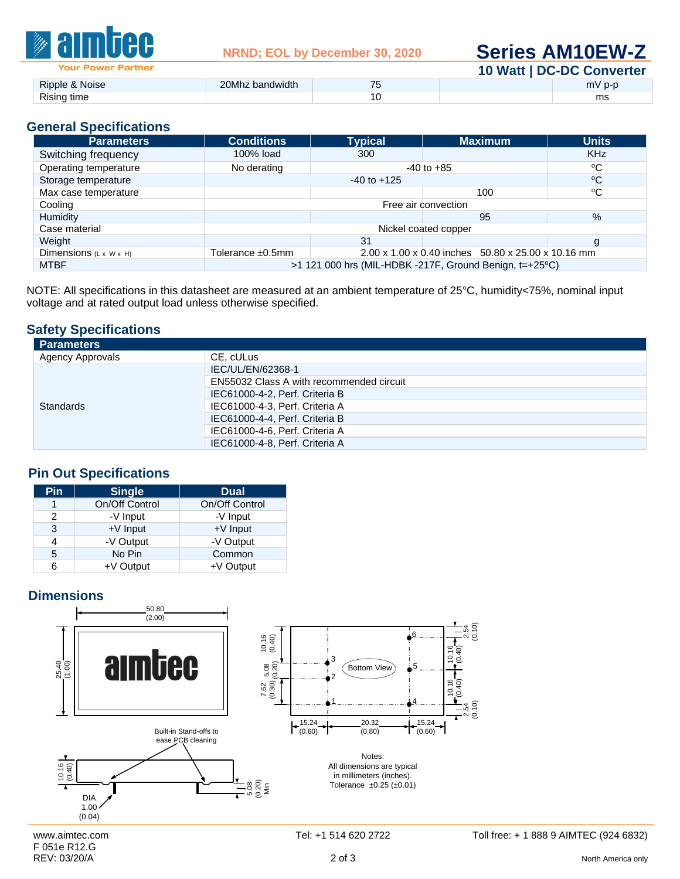| | | | | |
|---|---|---|---|---|
| Ripple & Noise | 20Mhz bandwidth | 75 | | mV p-p |
| Rising time | | 10 | | ms |

## General Specifications

| Parameters | Conditions | Typical | Maximum | Units |
|---|---|---|---|---|
| Switching frequency | 100% load | 300 | | KHz |
| Operating temperature | No derating | -40 to +85 | | ºC |
| Storage temperature | -40 to +125 | | | ºC |
| Max case temperature | | | 100 | ºC |
| Cooling | Free air convection | | | |
| Humidity | | | 95 | % |
| Case material | Nickel coated copper | | | |
| Weight | | 31 | | g |
| Dimensions (L x W x H) | Tolerance ±0.5mm | 2.00 x 1.00 x 0.40 inches 50.80 x 25.00 x 10.16 mm | | |
| MTBF | >1 121 000 hrs (MIL-HDBK -217F, Ground Benign, t=+25ºC) | | | |

NOTE: All specifications in this datasheet are measured at an ambient temperature of 25°C, humidity<75%, nominal input voltage and at rated output load unless otherwise specified.

## Safety Specifications

| Parameters | |
|---|---|
| Agency Approvals | CE, cULus |
| Standards | IEC/UL/EN/62368-1 |
| | EN55032 Class A with recommended circuit |
| | IEC61000-4-2, Perf. Criteria B |
| | IEC61000-4-3, Perf. Criteria A |
| | IEC61000-4-4, Perf. Criteria B |
| | IEC61000-4-6, Perf. Criteria A |
| | IEC61000-4-8, Perf. Criteria A |

## Pin Out Specifications

| Pin | Single | Dual |
|---|---|---|
| 1 | On/Off Control | On/Off Control |
| 2 | -V Input | -V Input |
| 3 | +V Input | +V Input |
| 4 | -V Output | -V Output |
| 5 | No Pin | Common |
| 6 | +V Output | +V Output |

## Dimensions

50.80 (2.00)
25.40 (1.00)
Built-in Stand-offs to ease PCB cleaning
10.16 (0.40)
5.08 (0.20) Min
DIA 1.00 (0.04)

Bottom View
10.16 (0.40)
5.08 (0.20)
7.62 (0.30)
2.54 (0.10)
10.16 (0.40)
10.16 (0.40)
2.54 (0.10)
15.24 (0.60)
20.32 (0.80)
15.24 (0.60)

Notes:
All dimensions are typical in millimeters (inches).
Tolerance ±0.25 (±0.01)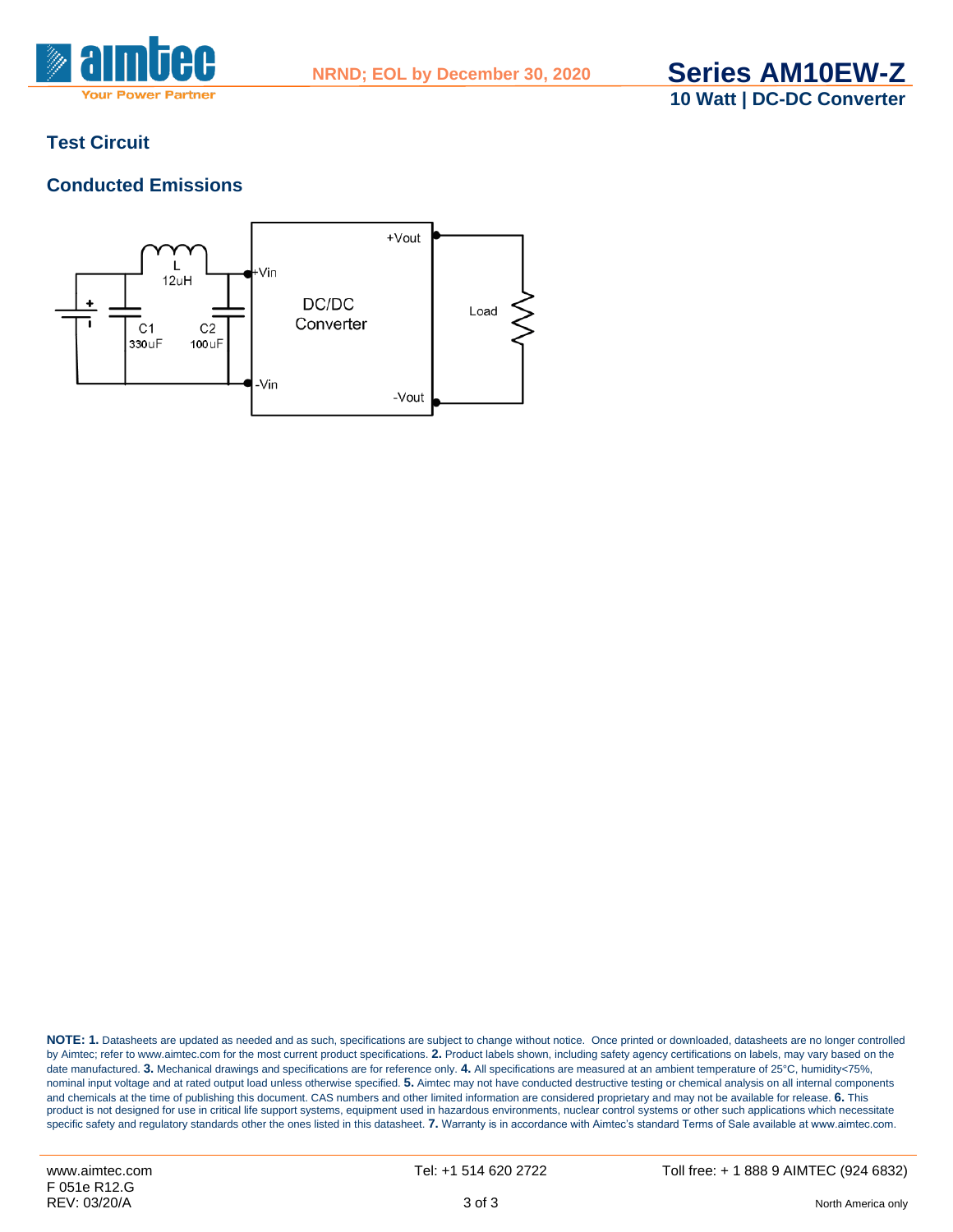## Test Circuit

### Conducted Emissions

L
12uH
C1
330uF
C2
100uF
+Vin
-Vin
DC/DC
Converter
+Vout
-Vout
Load

**NOTE: 1.** Datasheets are updated as needed and as such, specifications are subject to change without notice. Once printed or downloaded, datasheets are no longer controlled by Aimtec; refer to www.aimtec.com for the most current product specifications. **2.** Product labels shown, including safety agency certifications on labels, may vary based on the date manufactured. **3.** Mechanical drawings and specifications are for reference only. **4.** All specifications are measured at an ambient temperature of 25°C, humidity<75%, nominal input voltage and at rated output load unless otherwise specified. **5.** Aimtec may not have conducted destructive testing or chemical analysis on all internal components and chemicals at the time of publishing this document. CAS numbers and other limited information are considered proprietary and may not be available for release. **6.** This product is not designed for use in critical life support systems, equipment used in hazardous environments, nuclear control systems or other such applications which necessitate specific safety and regulatory standards other the ones listed in this datasheet. **7.** Warranty is in accordance with Aimtec's standard Terms of Sale available at www.aimtec.com.